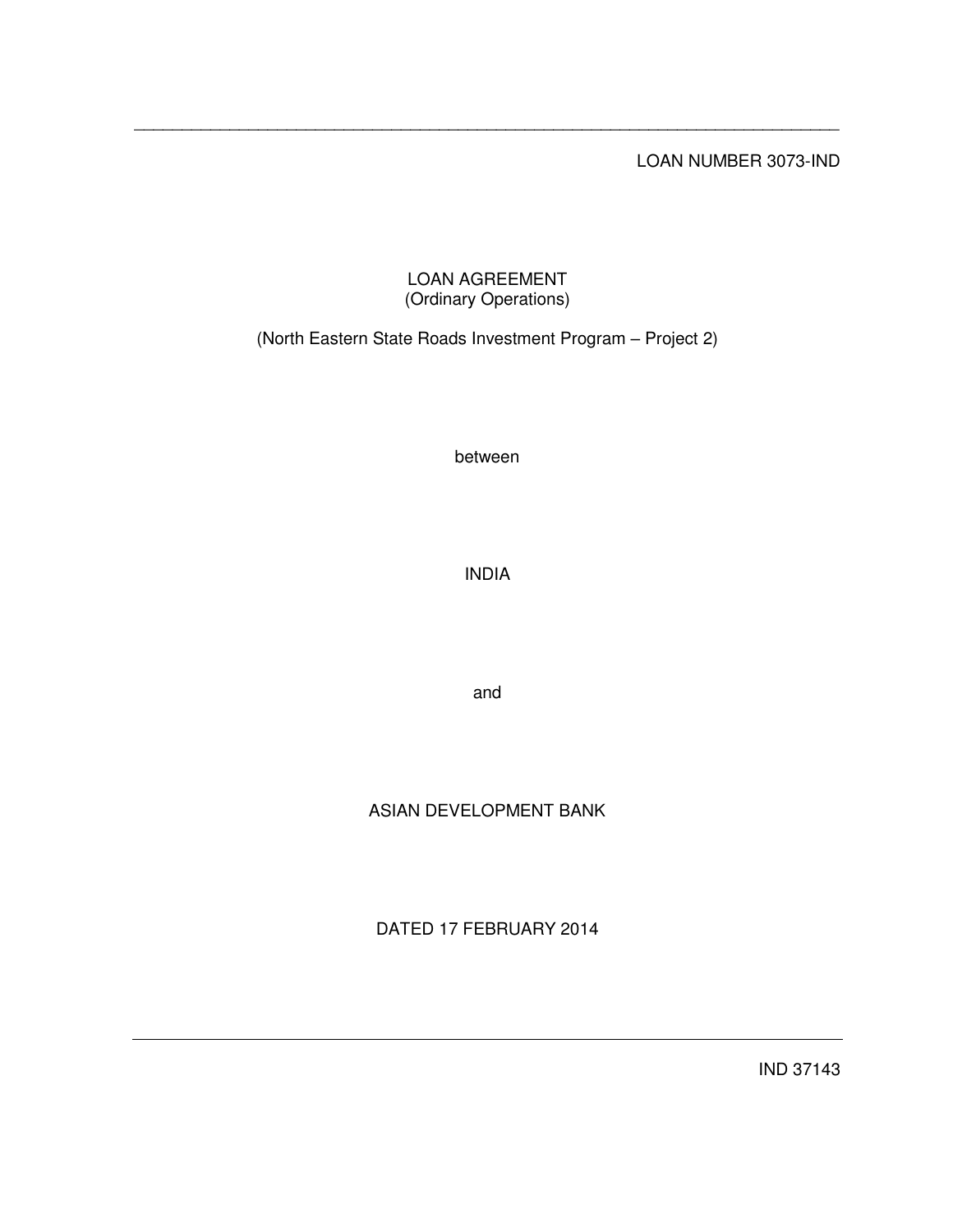LOAN NUMBER 3073-IND

# LOAN AGREEMENT
(Ordinary Operations)

(North Eastern State Roads Investment Program – Project 2)

between

INDIA

and

ASIAN DEVELOPMENT BANK

DATED 17 FEBRUARY 2014

---

IND 37143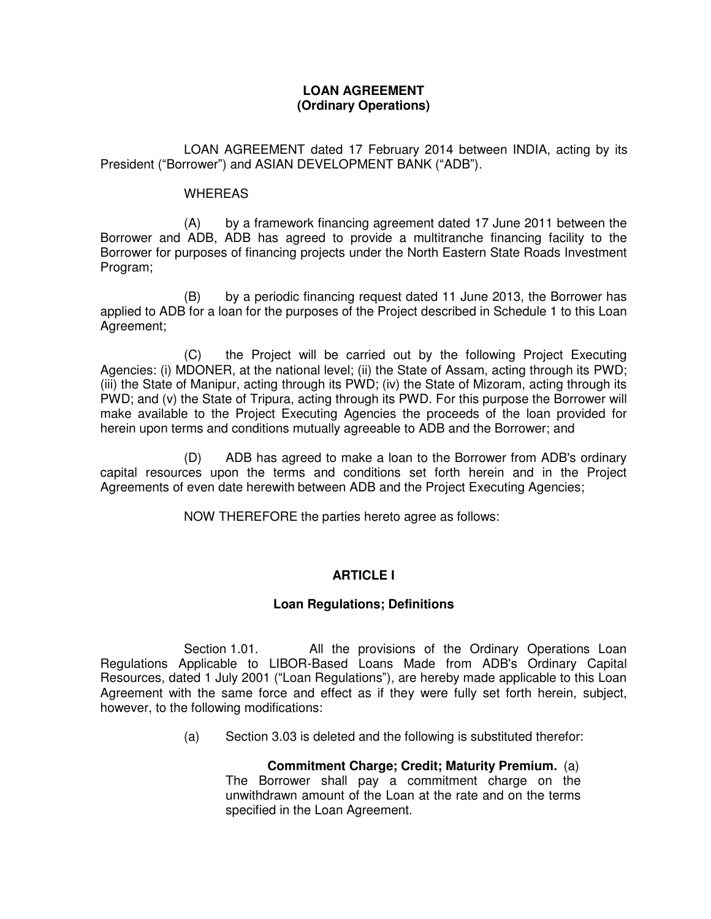**LOAN AGREEMENT**
**(Ordinary Operations)**

LOAN AGREEMENT dated 17 February 2014 between INDIA, acting by its President ("Borrower") and ASIAN DEVELOPMENT BANK ("ADB").

WHEREAS

(A) by a framework financing agreement dated 17 June 2011 between the Borrower and ADB, ADB has agreed to provide a multitranche financing facility to the Borrower for purposes of financing projects under the North Eastern State Roads Investment Program;

(B) by a periodic financing request dated 11 June 2013, the Borrower has applied to ADB for a loan for the purposes of the Project described in Schedule 1 to this Loan Agreement;

(C) the Project will be carried out by the following Project Executing Agencies: (i) MDONER, at the national level; (ii) the State of Assam, acting through its PWD; (iii) the State of Manipur, acting through its PWD; (iv) the State of Mizoram, acting through its PWD; and (v) the State of Tripura, acting through its PWD. For this purpose the Borrower will make available to the Project Executing Agencies the proceeds of the loan provided for herein upon terms and conditions mutually agreeable to ADB and the Borrower; and

(D) ADB has agreed to make a loan to the Borrower from ADB's ordinary capital resources upon the terms and conditions set forth herein and in the Project Agreements of even date herewith between ADB and the Project Executing Agencies;

NOW THEREFORE the parties hereto agree as follows:

## ARTICLE I

### Loan Regulations; Definitions

Section 1.01. All the provisions of the Ordinary Operations Loan Regulations Applicable to LIBOR-Based Loans Made from ADB's Ordinary Capital Resources, dated 1 July 2001 ("Loan Regulations"), are hereby made applicable to this Loan Agreement with the same force and effect as if they were fully set forth herein, subject, however, to the following modifications:

(a) Section 3.03 is deleted and the following is substituted therefor:

> **Commitment Charge; Credit; Maturity Premium.** (a) The Borrower shall pay a commitment charge on the unwithdrawn amount of the Loan at the rate and on the terms specified in the Loan Agreement.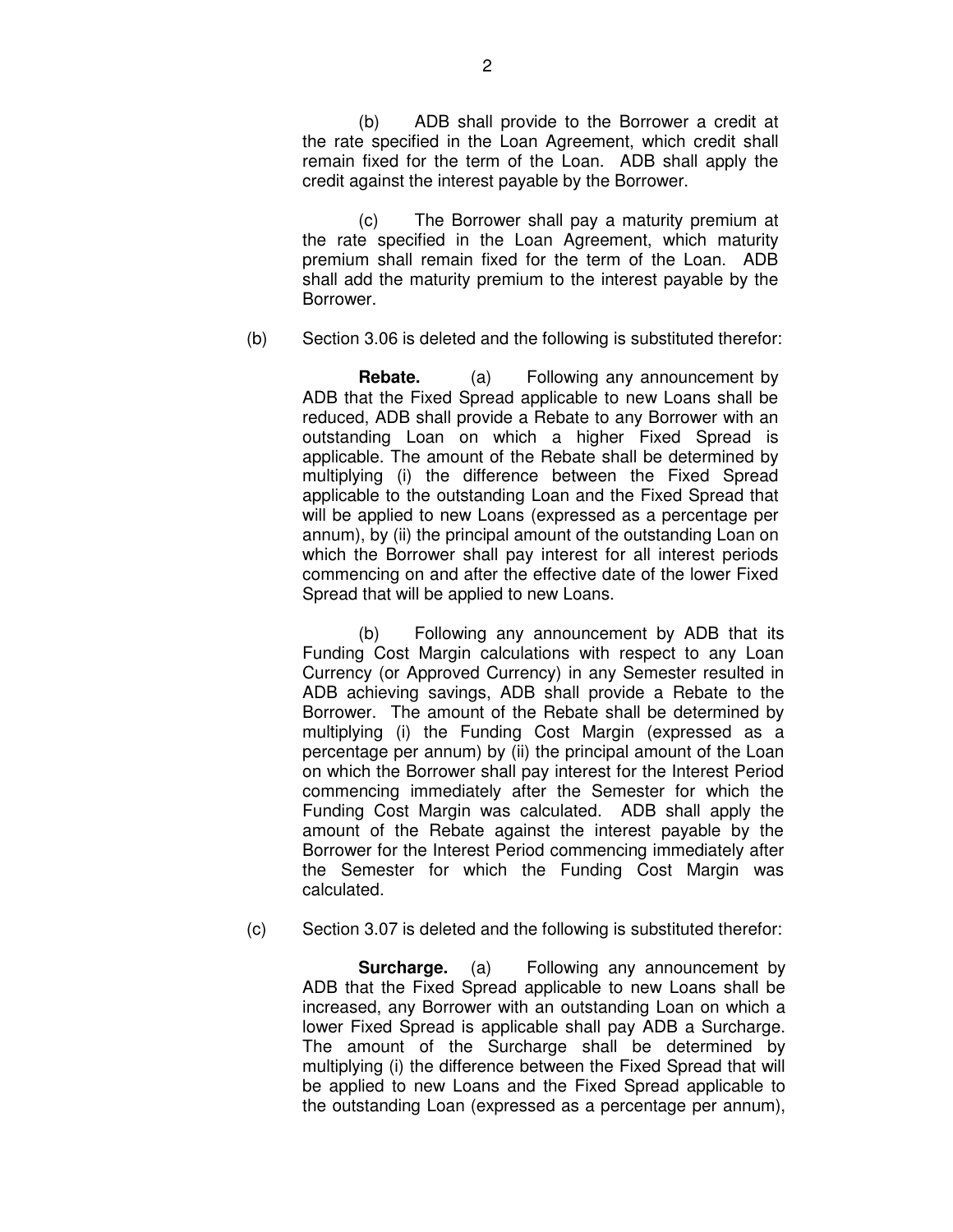(b) ADB shall provide to the Borrower a credit at the rate specified in the Loan Agreement, which credit shall remain fixed for the term of the Loan. ADB shall apply the credit against the interest payable by the Borrower.

(c) The Borrower shall pay a maturity premium at the rate specified in the Loan Agreement, which maturity premium shall remain fixed for the term of the Loan. ADB shall add the maturity premium to the interest payable by the Borrower.

(b) Section 3.06 is deleted and the following is substituted therefor:

**Rebate.** (a) Following any announcement by ADB that the Fixed Spread applicable to new Loans shall be reduced, ADB shall provide a Rebate to any Borrower with an outstanding Loan on which a higher Fixed Spread is applicable. The amount of the Rebate shall be determined by multiplying (i) the difference between the Fixed Spread applicable to the outstanding Loan and the Fixed Spread that will be applied to new Loans (expressed as a percentage per annum), by (ii) the principal amount of the outstanding Loan on which the Borrower shall pay interest for all interest periods commencing on and after the effective date of the lower Fixed Spread that will be applied to new Loans.

(b) Following any announcement by ADB that its Funding Cost Margin calculations with respect to any Loan Currency (or Approved Currency) in any Semester resulted in ADB achieving savings, ADB shall provide a Rebate to the Borrower. The amount of the Rebate shall be determined by multiplying (i) the Funding Cost Margin (expressed as a percentage per annum) by (ii) the principal amount of the Loan on which the Borrower shall pay interest for the Interest Period commencing immediately after the Semester for which the Funding Cost Margin was calculated. ADB shall apply the amount of the Rebate against the interest payable by the Borrower for the Interest Period commencing immediately after the Semester for which the Funding Cost Margin was calculated.

(c) Section 3.07 is deleted and the following is substituted therefor:

**Surcharge.** (a) Following any announcement by ADB that the Fixed Spread applicable to new Loans shall be increased, any Borrower with an outstanding Loan on which a lower Fixed Spread is applicable shall pay ADB a Surcharge. The amount of the Surcharge shall be determined by multiplying (i) the difference between the Fixed Spread that will be applied to new Loans and the Fixed Spread applicable to the outstanding Loan (expressed as a percentage per annum),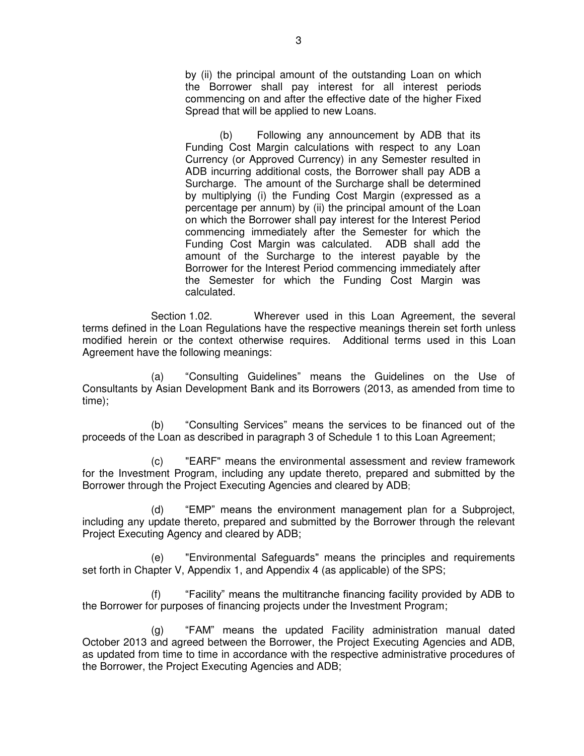by (ii) the principal amount of the outstanding Loan on which the Borrower shall pay interest for all interest periods commencing on and after the effective date of the higher Fixed Spread that will be applied to new Loans.

(b) Following any announcement by ADB that its Funding Cost Margin calculations with respect to any Loan Currency (or Approved Currency) in any Semester resulted in ADB incurring additional costs, the Borrower shall pay ADB a Surcharge. The amount of the Surcharge shall be determined by multiplying (i) the Funding Cost Margin (expressed as a percentage per annum) by (ii) the principal amount of the Loan on which the Borrower shall pay interest for the Interest Period commencing immediately after the Semester for which the Funding Cost Margin was calculated. ADB shall add the amount of the Surcharge to the interest payable by the Borrower for the Interest Period commencing immediately after the Semester for which the Funding Cost Margin was calculated.

Section 1.02. Wherever used in this Loan Agreement, the several terms defined in the Loan Regulations have the respective meanings therein set forth unless modified herein or the context otherwise requires. Additional terms used in this Loan Agreement have the following meanings:

(a) "Consulting Guidelines" means the Guidelines on the Use of Consultants by Asian Development Bank and its Borrowers (2013, as amended from time to time);

(b) "Consulting Services" means the services to be financed out of the proceeds of the Loan as described in paragraph 3 of Schedule 1 to this Loan Agreement;

(c) "EARF" means the environmental assessment and review framework for the Investment Program, including any update thereto, prepared and submitted by the Borrower through the Project Executing Agencies and cleared by ADB;

(d) "EMP" means the environment management plan for a Subproject, including any update thereto, prepared and submitted by the Borrower through the relevant Project Executing Agency and cleared by ADB;

(e) "Environmental Safeguards" means the principles and requirements set forth in Chapter V, Appendix 1, and Appendix 4 (as applicable) of the SPS;

(f) "Facility" means the multitranche financing facility provided by ADB to the Borrower for purposes of financing projects under the Investment Program;

(g) "FAM" means the updated Facility administration manual dated October 2013 and agreed between the Borrower, the Project Executing Agencies and ADB, as updated from time to time in accordance with the respective administrative procedures of the Borrower, the Project Executing Agencies and ADB;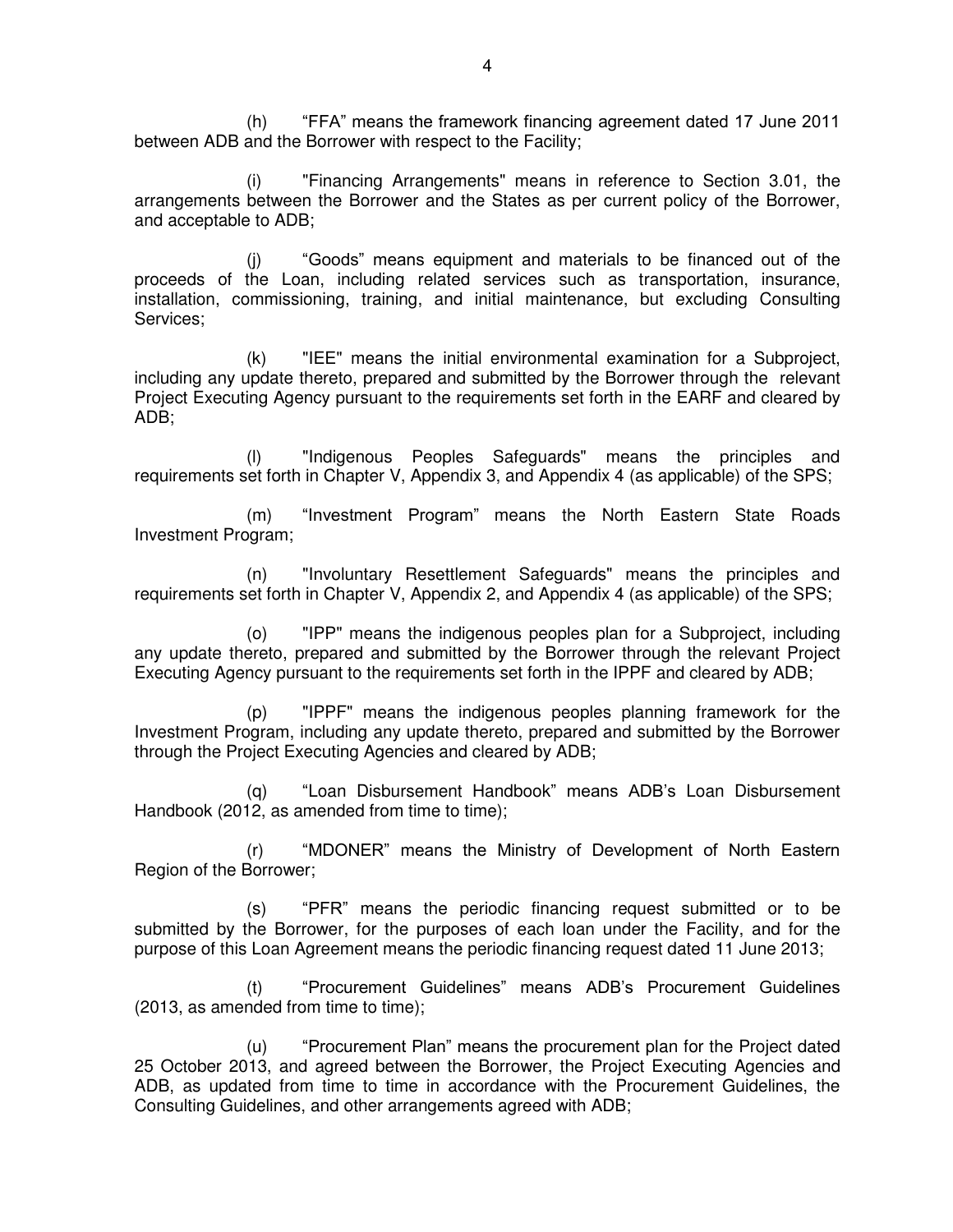(h) "FFA" means the framework financing agreement dated 17 June 2011 between ADB and the Borrower with respect to the Facility;

(i) "Financing Arrangements" means in reference to Section 3.01, the arrangements between the Borrower and the States as per current policy of the Borrower, and acceptable to ADB;

(j) "Goods" means equipment and materials to be financed out of the proceeds of the Loan, including related services such as transportation, insurance, installation, commissioning, training, and initial maintenance, but excluding Consulting Services;

(k) "IEE" means the initial environmental examination for a Subproject, including any update thereto, prepared and submitted by the Borrower through the relevant Project Executing Agency pursuant to the requirements set forth in the EARF and cleared by ADB;

(l) "Indigenous Peoples Safeguards" means the principles and requirements set forth in Chapter V, Appendix 3, and Appendix 4 (as applicable) of the SPS;

(m) "Investment Program" means the North Eastern State Roads Investment Program;

(n) "Involuntary Resettlement Safeguards" means the principles and requirements set forth in Chapter V, Appendix 2, and Appendix 4 (as applicable) of the SPS;

(o) "IPP" means the indigenous peoples plan for a Subproject, including any update thereto, prepared and submitted by the Borrower through the relevant Project Executing Agency pursuant to the requirements set forth in the IPPF and cleared by ADB;

(p) "IPPF" means the indigenous peoples planning framework for the Investment Program, including any update thereto, prepared and submitted by the Borrower through the Project Executing Agencies and cleared by ADB;

(q) "Loan Disbursement Handbook" means ADB's Loan Disbursement Handbook (2012, as amended from time to time);

(r) "MDONER" means the Ministry of Development of North Eastern Region of the Borrower;

(s) "PFR" means the periodic financing request submitted or to be submitted by the Borrower, for the purposes of each loan under the Facility, and for the purpose of this Loan Agreement means the periodic financing request dated 11 June 2013;

(t) "Procurement Guidelines" means ADB's Procurement Guidelines (2013, as amended from time to time);

(u) "Procurement Plan" means the procurement plan for the Project dated 25 October 2013, and agreed between the Borrower, the Project Executing Agencies and ADB, as updated from time to time in accordance with the Procurement Guidelines, the Consulting Guidelines, and other arrangements agreed with ADB;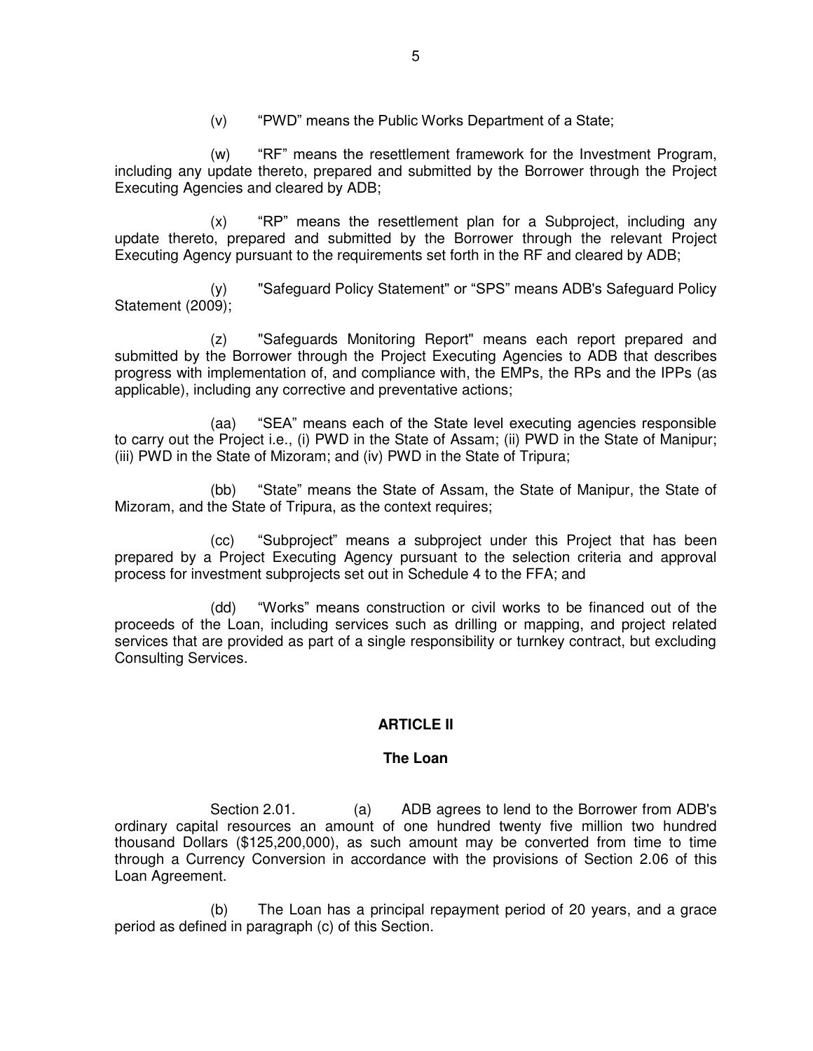(v) "PWD" means the Public Works Department of a State;

(w) "RF" means the resettlement framework for the Investment Program, including any update thereto, prepared and submitted by the Borrower through the Project Executing Agencies and cleared by ADB;

(x) "RP" means the resettlement plan for a Subproject, including any update thereto, prepared and submitted by the Borrower through the relevant Project Executing Agency pursuant to the requirements set forth in the RF and cleared by ADB;

(y) "Safeguard Policy Statement" or "SPS" means ADB's Safeguard Policy Statement (2009);

(z) "Safeguards Monitoring Report" means each report prepared and submitted by the Borrower through the Project Executing Agencies to ADB that describes progress with implementation of, and compliance with, the EMPs, the RPs and the IPPs (as applicable), including any corrective and preventative actions;

(aa) "SEA" means each of the State level executing agencies responsible to carry out the Project i.e., (i) PWD in the State of Assam; (ii) PWD in the State of Manipur; (iii) PWD in the State of Mizoram; and (iv) PWD in the State of Tripura;

(bb) "State" means the State of Assam, the State of Manipur, the State of Mizoram, and the State of Tripura, as the context requires;

(cc) "Subproject" means a subproject under this Project that has been prepared by a Project Executing Agency pursuant to the selection criteria and approval process for investment subprojects set out in Schedule 4 to the FFA; and

(dd) "Works" means construction or civil works to be financed out of the proceeds of the Loan, including services such as drilling or mapping, and project related services that are provided as part of a single responsibility or turnkey contract, but excluding Consulting Services.

## ARTICLE II

### The Loan

Section 2.01. (a) ADB agrees to lend to the Borrower from ADB's ordinary capital resources an amount of one hundred twenty five million two hundred thousand Dollars ($125,200,000), as such amount may be converted from time to time through a Currency Conversion in accordance with the provisions of Section 2.06 of this Loan Agreement.

(b) The Loan has a principal repayment period of 20 years, and a grace period as defined in paragraph (c) of this Section.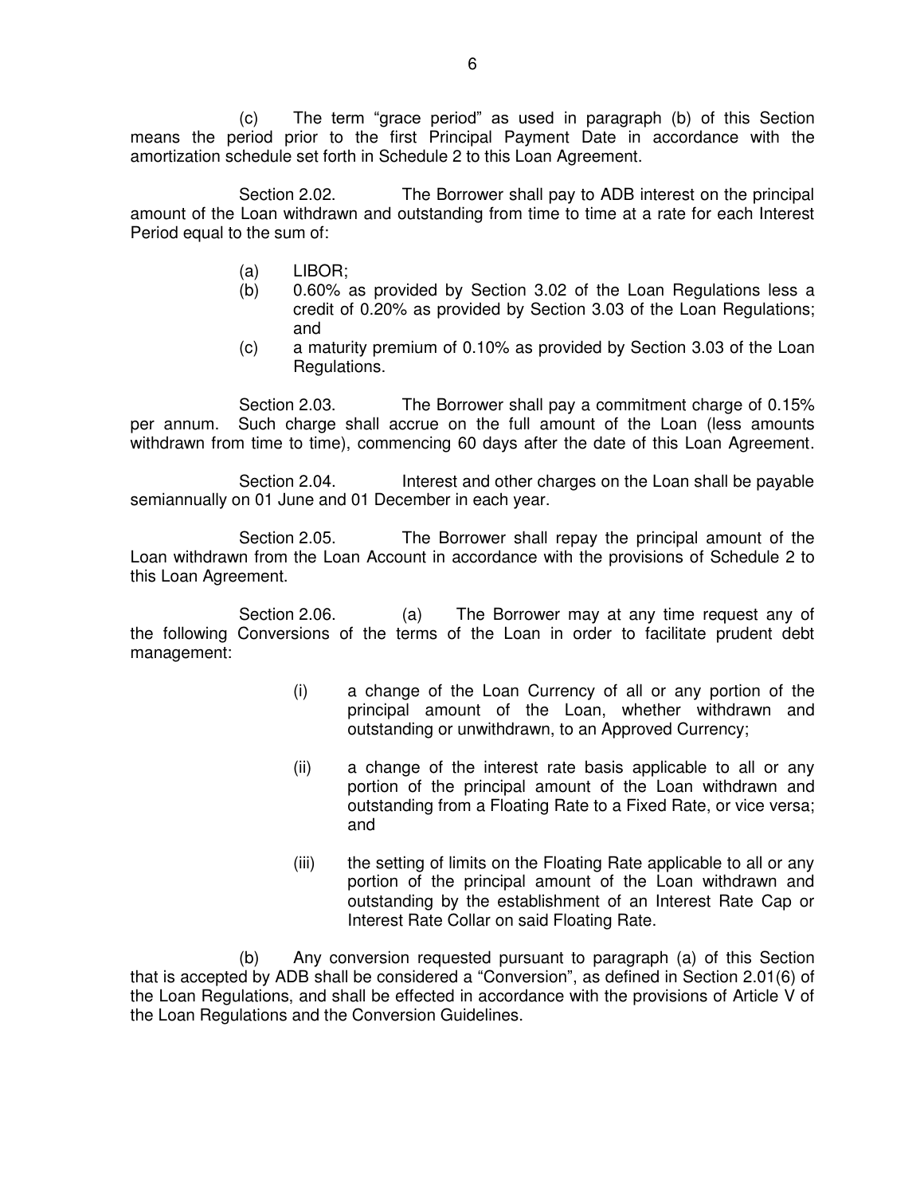(c) The term "grace period" as used in paragraph (b) of this Section means the period prior to the first Principal Payment Date in accordance with the amortization schedule set forth in Schedule 2 to this Loan Agreement.

Section 2.02. The Borrower shall pay to ADB interest on the principal amount of the Loan withdrawn and outstanding from time to time at a rate for each Interest Period equal to the sum of:

(a) LIBOR;

(b) 0.60% as provided by Section 3.02 of the Loan Regulations less a credit of 0.20% as provided by Section 3.03 of the Loan Regulations; and

(c) a maturity premium of 0.10% as provided by Section 3.03 of the Loan Regulations.

Section 2.03. The Borrower shall pay a commitment charge of 0.15% per annum. Such charge shall accrue on the full amount of the Loan (less amounts withdrawn from time to time), commencing 60 days after the date of this Loan Agreement.

Section 2.04. Interest and other charges on the Loan shall be payable semiannually on 01 June and 01 December in each year.

Section 2.05. The Borrower shall repay the principal amount of the Loan withdrawn from the Loan Account in accordance with the provisions of Schedule 2 to this Loan Agreement.

Section 2.06. (a) The Borrower may at any time request any of the following Conversions of the terms of the Loan in order to facilitate prudent debt management:

(i) a change of the Loan Currency of all or any portion of the principal amount of the Loan, whether withdrawn and outstanding or unwithdrawn, to an Approved Currency;

(ii) a change of the interest rate basis applicable to all or any portion of the principal amount of the Loan withdrawn and outstanding from a Floating Rate to a Fixed Rate, or vice versa; and

(iii) the setting of limits on the Floating Rate applicable to all or any portion of the principal amount of the Loan withdrawn and outstanding by the establishment of an Interest Rate Cap or Interest Rate Collar on said Floating Rate.

(b) Any conversion requested pursuant to paragraph (a) of this Section that is accepted by ADB shall be considered a "Conversion", as defined in Section 2.01(6) of the Loan Regulations, and shall be effected in accordance with the provisions of Article V of the Loan Regulations and the Conversion Guidelines.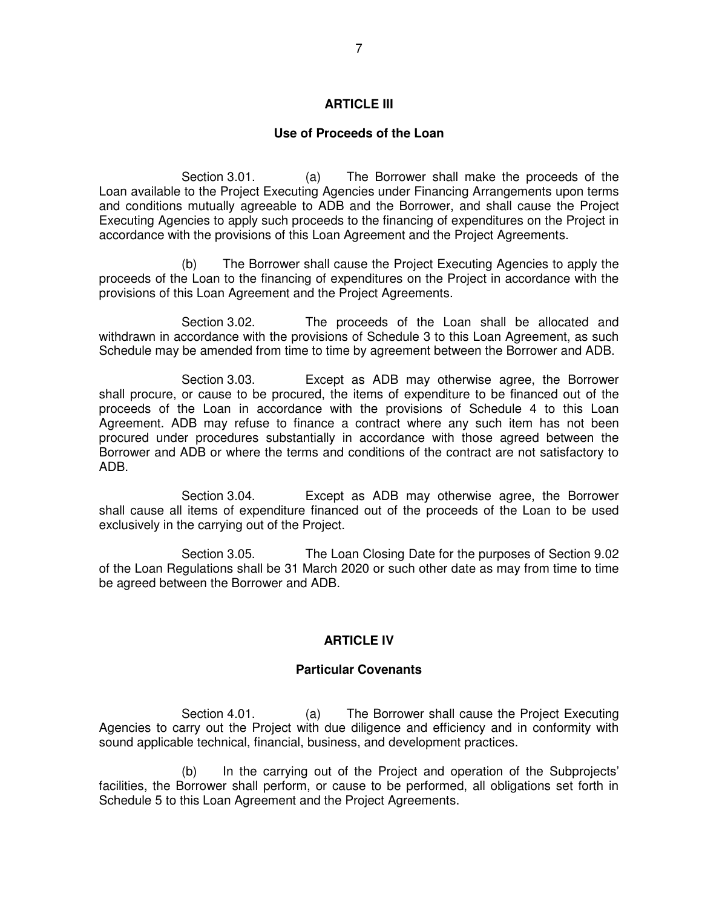## ARTICLE III

### Use of Proceeds of the Loan

Section 3.01. (a) The Borrower shall make the proceeds of the Loan available to the Project Executing Agencies under Financing Arrangements upon terms and conditions mutually agreeable to ADB and the Borrower, and shall cause the Project Executing Agencies to apply such proceeds to the financing of expenditures on the Project in accordance with the provisions of this Loan Agreement and the Project Agreements.

(b) The Borrower shall cause the Project Executing Agencies to apply the proceeds of the Loan to the financing of expenditures on the Project in accordance with the provisions of this Loan Agreement and the Project Agreements.

Section 3.02. The proceeds of the Loan shall be allocated and withdrawn in accordance with the provisions of Schedule 3 to this Loan Agreement, as such Schedule may be amended from time to time by agreement between the Borrower and ADB.

Section 3.03. Except as ADB may otherwise agree, the Borrower shall procure, or cause to be procured, the items of expenditure to be financed out of the proceeds of the Loan in accordance with the provisions of Schedule 4 to this Loan Agreement. ADB may refuse to finance a contract where any such item has not been procured under procedures substantially in accordance with those agreed between the Borrower and ADB or where the terms and conditions of the contract are not satisfactory to ADB.

Section 3.04. Except as ADB may otherwise agree, the Borrower shall cause all items of expenditure financed out of the proceeds of the Loan to be used exclusively in the carrying out of the Project.

Section 3.05. The Loan Closing Date for the purposes of Section 9.02 of the Loan Regulations shall be 31 March 2020 or such other date as may from time to time be agreed between the Borrower and ADB.

## ARTICLE IV

### Particular Covenants

Section 4.01. (a) The Borrower shall cause the Project Executing Agencies to carry out the Project with due diligence and efficiency and in conformity with sound applicable technical, financial, business, and development practices.

(b) In the carrying out of the Project and operation of the Subprojects' facilities, the Borrower shall perform, or cause to be performed, all obligations set forth in Schedule 5 to this Loan Agreement and the Project Agreements.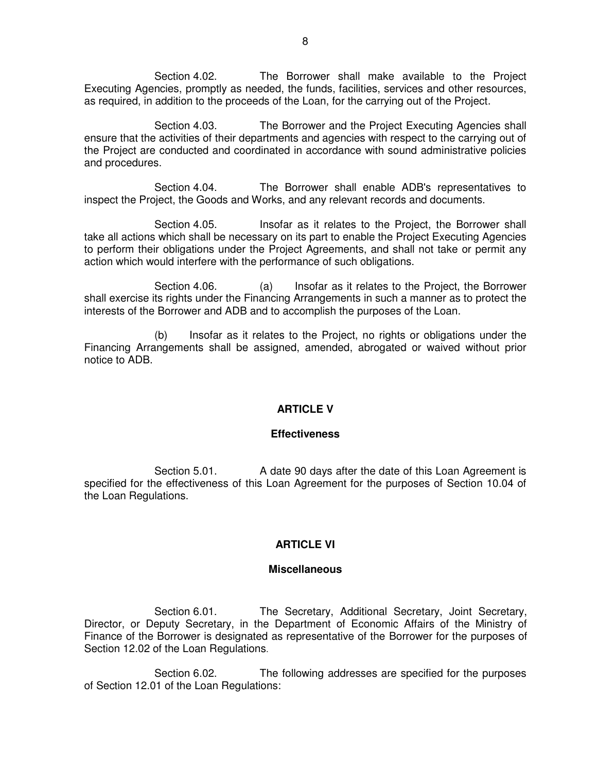Section 4.02. The Borrower shall make available to the Project Executing Agencies, promptly as needed, the funds, facilities, services and other resources, as required, in addition to the proceeds of the Loan, for the carrying out of the Project.

Section 4.03. The Borrower and the Project Executing Agencies shall ensure that the activities of their departments and agencies with respect to the carrying out of the Project are conducted and coordinated in accordance with sound administrative policies and procedures.

Section 4.04. The Borrower shall enable ADB's representatives to inspect the Project, the Goods and Works, and any relevant records and documents.

Section 4.05. Insofar as it relates to the Project, the Borrower shall take all actions which shall be necessary on its part to enable the Project Executing Agencies to perform their obligations under the Project Agreements, and shall not take or permit any action which would interfere with the performance of such obligations.

Section 4.06. (a) Insofar as it relates to the Project, the Borrower shall exercise its rights under the Financing Arrangements in such a manner as to protect the interests of the Borrower and ADB and to accomplish the purposes of the Loan.

(b) Insofar as it relates to the Project, no rights or obligations under the Financing Arrangements shall be assigned, amended, abrogated or waived without prior notice to ADB.

## ARTICLE V

### Effectiveness

Section 5.01. A date 90 days after the date of this Loan Agreement is specified for the effectiveness of this Loan Agreement for the purposes of Section 10.04 of the Loan Regulations.

## ARTICLE VI

### Miscellaneous

Section 6.01. The Secretary, Additional Secretary, Joint Secretary, Director, or Deputy Secretary, in the Department of Economic Affairs of the Ministry of Finance of the Borrower is designated as representative of the Borrower for the purposes of Section 12.02 of the Loan Regulations.

Section 6.02. The following addresses are specified for the purposes of Section 12.01 of the Loan Regulations: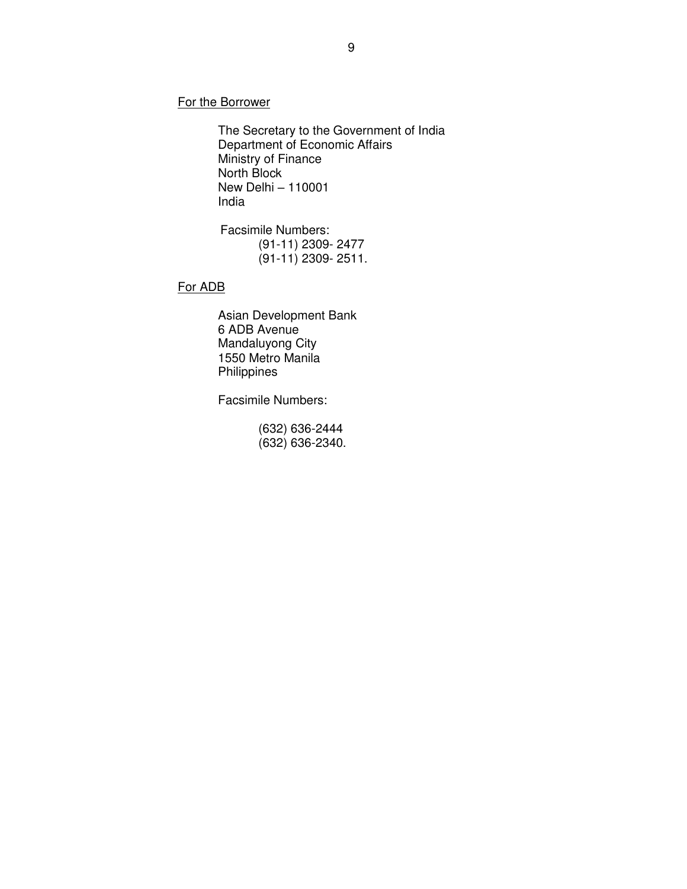For the Borrower

The Secretary to the Government of India
Department of Economic Affairs
Ministry of Finance
North Block
New Delhi – 110001
India

Facsimile Numbers:
(91-11) 2309- 2477
(91-11) 2309- 2511.

For ADB

Asian Development Bank
6 ADB Avenue
Mandaluyong City
1550 Metro Manila
Philippines

Facsimile Numbers:

(632) 636-2444
(632) 636-2340.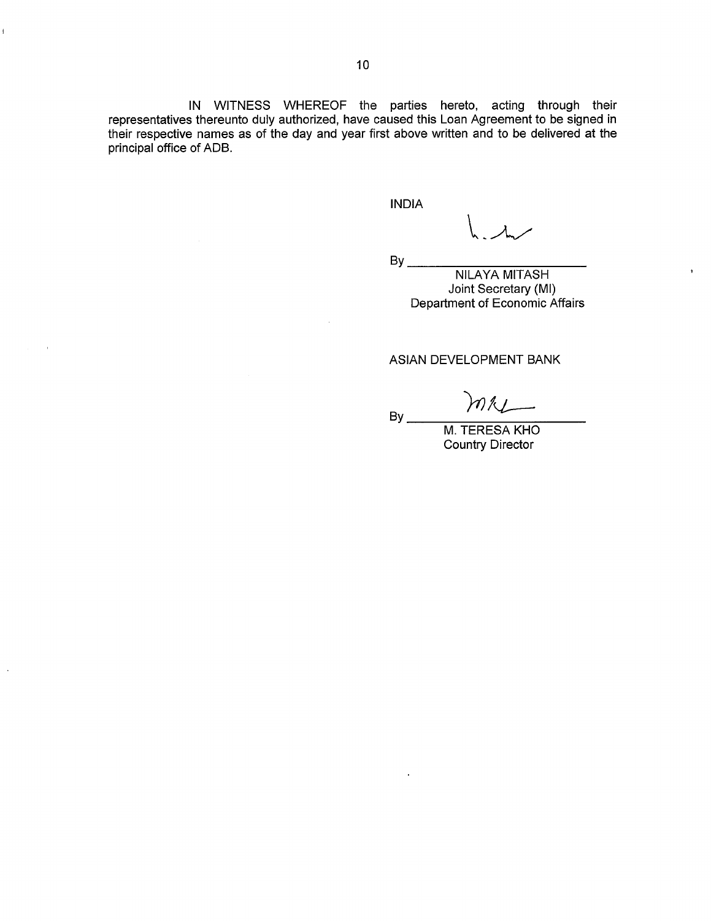IN WITNESS WHEREOF the parties hereto, acting through their representatives thereunto duly authorized, have caused this Loan Agreement to be signed in their respective names as of the day and year first above written and to be delivered at the principal office of ADB.

INDIA

By ______________________
NILAYA MITASH
Joint Secretary (MI)
Department of Economic Affairs

ASIAN DEVELOPMENT BANK

By ______________________
M. TERESA KHO
Country Director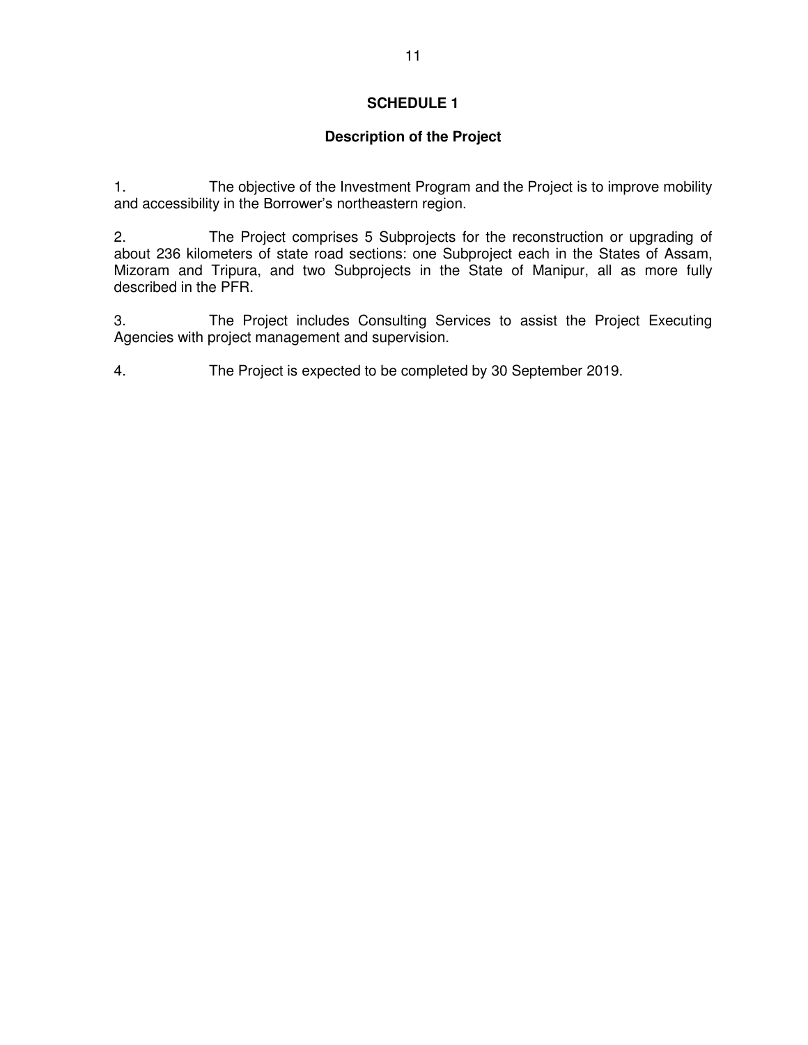# SCHEDULE 1

## Description of the Project

1. The objective of the Investment Program and the Project is to improve mobility and accessibility in the Borrower's northeastern region.

2. The Project comprises 5 Subprojects for the reconstruction or upgrading of about 236 kilometers of state road sections: one Subproject each in the States of Assam, Mizoram and Tripura, and two Subprojects in the State of Manipur, all as more fully described in the PFR.

3. The Project includes Consulting Services to assist the Project Executing Agencies with project management and supervision.

4. The Project is expected to be completed by 30 September 2019.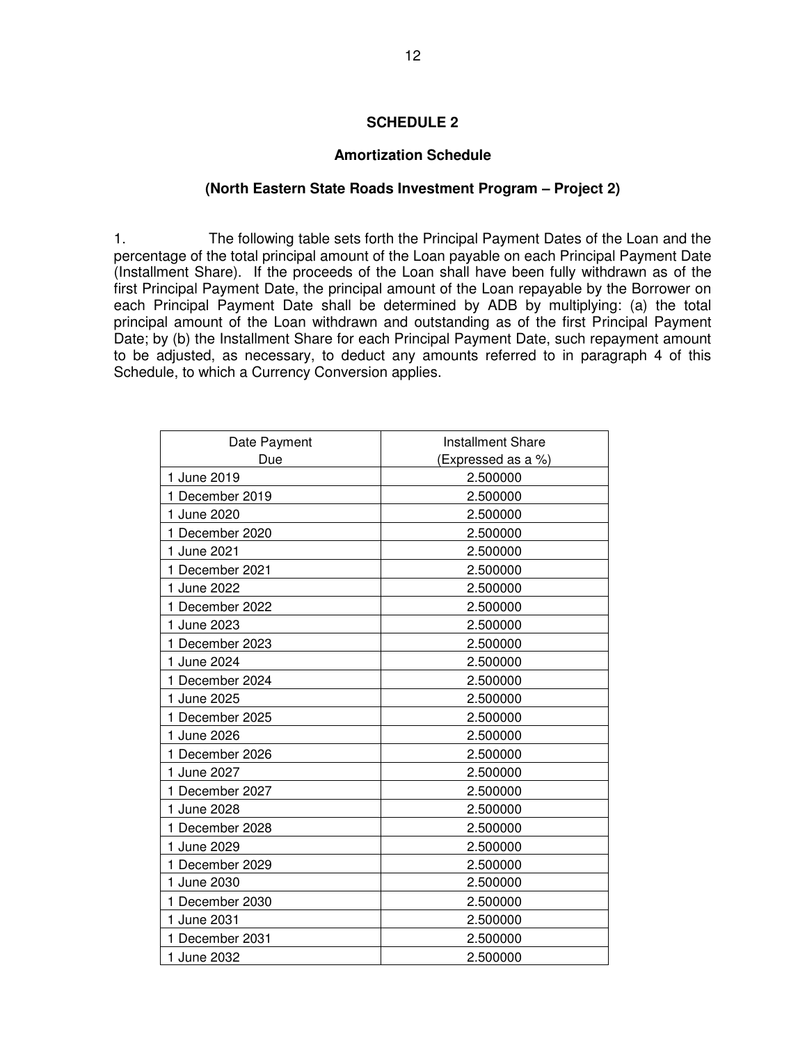## SCHEDULE 2

### Amortization Schedule

### (North Eastern State Roads Investment Program – Project 2)

1. The following table sets forth the Principal Payment Dates of the Loan and the percentage of the total principal amount of the Loan payable on each Principal Payment Date (Installment Share). If the proceeds of the Loan shall have been fully withdrawn as of the first Principal Payment Date, the principal amount of the Loan repayable by the Borrower on each Principal Payment Date shall be determined by ADB by multiplying: (a) the total principal amount of the Loan withdrawn and outstanding as of the first Principal Payment Date; by (b) the Installment Share for each Principal Payment Date, such repayment amount to be adjusted, as necessary, to deduct any amounts referred to in paragraph 4 of this Schedule, to which a Currency Conversion applies.

| Date Payment Due | Installment Share (Expressed as a %) |
|---|---|
| 1 June 2019 | 2.500000 |
| 1 December 2019 | 2.500000 |
| 1 June 2020 | 2.500000 |
| 1 December 2020 | 2.500000 |
| 1 June 2021 | 2.500000 |
| 1 December 2021 | 2.500000 |
| 1 June 2022 | 2.500000 |
| 1 December 2022 | 2.500000 |
| 1 June 2023 | 2.500000 |
| 1 December 2023 | 2.500000 |
| 1 June 2024 | 2.500000 |
| 1 December 2024 | 2.500000 |
| 1 June 2025 | 2.500000 |
| 1 December 2025 | 2.500000 |
| 1 June 2026 | 2.500000 |
| 1 December 2026 | 2.500000 |
| 1 June 2027 | 2.500000 |
| 1 December 2027 | 2.500000 |
| 1 June 2028 | 2.500000 |
| 1 December 2028 | 2.500000 |
| 1 June 2029 | 2.500000 |
| 1 December 2029 | 2.500000 |
| 1 June 2030 | 2.500000 |
| 1 December 2030 | 2.500000 |
| 1 June 2031 | 2.500000 |
| 1 December 2031 | 2.500000 |
| 1 June 2032 | 2.500000 |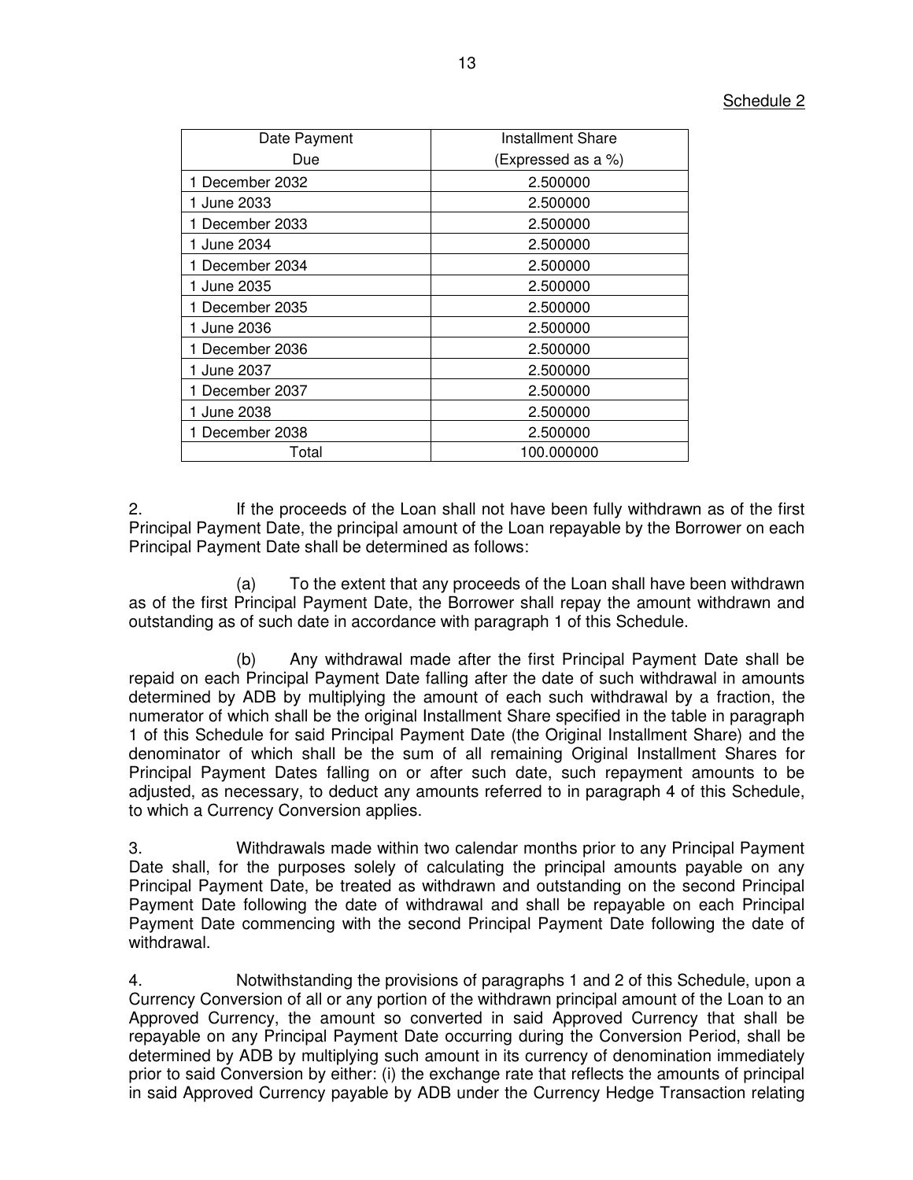Schedule 2

| Date Payment Due | Installment Share (Expressed as a %) |
|---|---|
| 1 December 2032 | 2.500000 |
| 1 June 2033 | 2.500000 |
| 1 December 2033 | 2.500000 |
| 1 June 2034 | 2.500000 |
| 1 December 2034 | 2.500000 |
| 1 June 2035 | 2.500000 |
| 1 December 2035 | 2.500000 |
| 1 June 2036 | 2.500000 |
| 1 December 2036 | 2.500000 |
| 1 June 2037 | 2.500000 |
| 1 December 2037 | 2.500000 |
| 1 June 2038 | 2.500000 |
| 1 December 2038 | 2.500000 |
| Total | 100.000000 |

2. If the proceeds of the Loan shall not have been fully withdrawn as of the first Principal Payment Date, the principal amount of the Loan repayable by the Borrower on each Principal Payment Date shall be determined as follows:

(a) To the extent that any proceeds of the Loan shall have been withdrawn as of the first Principal Payment Date, the Borrower shall repay the amount withdrawn and outstanding as of such date in accordance with paragraph 1 of this Schedule.

(b) Any withdrawal made after the first Principal Payment Date shall be repaid on each Principal Payment Date falling after the date of such withdrawal in amounts determined by ADB by multiplying the amount of each such withdrawal by a fraction, the numerator of which shall be the original Installment Share specified in the table in paragraph 1 of this Schedule for said Principal Payment Date (the Original Installment Share) and the denominator of which shall be the sum of all remaining Original Installment Shares for Principal Payment Dates falling on or after such date, such repayment amounts to be adjusted, as necessary, to deduct any amounts referred to in paragraph 4 of this Schedule, to which a Currency Conversion applies.

3. Withdrawals made within two calendar months prior to any Principal Payment Date shall, for the purposes solely of calculating the principal amounts payable on any Principal Payment Date, be treated as withdrawn and outstanding on the second Principal Payment Date following the date of withdrawal and shall be repayable on each Principal Payment Date commencing with the second Principal Payment Date following the date of withdrawal.

4. Notwithstanding the provisions of paragraphs 1 and 2 of this Schedule, upon a Currency Conversion of all or any portion of the withdrawn principal amount of the Loan to an Approved Currency, the amount so converted in said Approved Currency that shall be repayable on any Principal Payment Date occurring during the Conversion Period, shall be determined by ADB by multiplying such amount in its currency of denomination immediately prior to said Conversion by either: (i) the exchange rate that reflects the amounts of principal in said Approved Currency payable by ADB under the Currency Hedge Transaction relating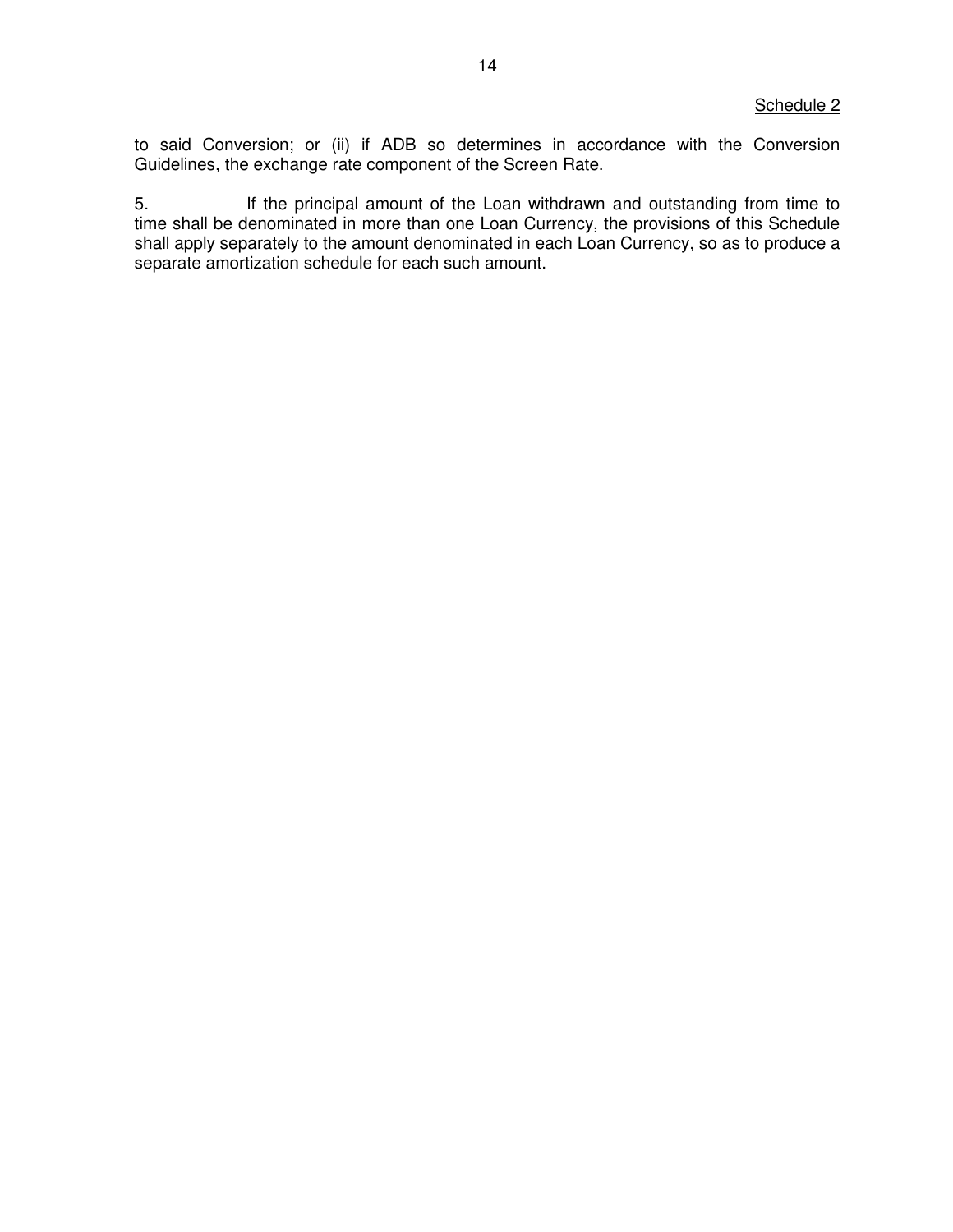to said Conversion; or (ii) if ADB so determines in accordance with the Conversion Guidelines, the exchange rate component of the Screen Rate.

5. If the principal amount of the Loan withdrawn and outstanding from time to time shall be denominated in more than one Loan Currency, the provisions of this Schedule shall apply separately to the amount denominated in each Loan Currency, so as to produce a separate amortization schedule for each such amount.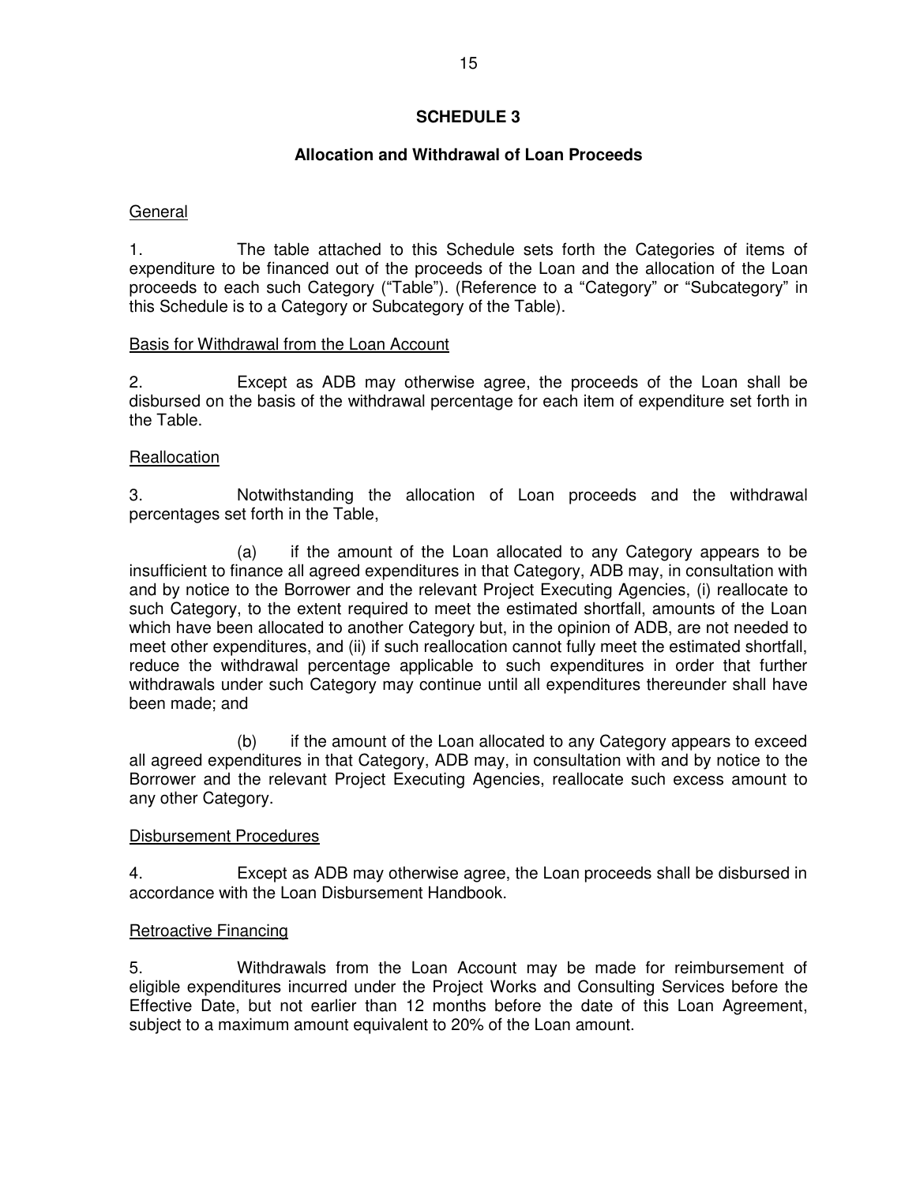# SCHEDULE 3

## Allocation and Withdrawal of Loan Proceeds

General

1. The table attached to this Schedule sets forth the Categories of items of expenditure to be financed out of the proceeds of the Loan and the allocation of the Loan proceeds to each such Category ("Table"). (Reference to a "Category" or "Subcategory" in this Schedule is to a Category or Subcategory of the Table).

Basis for Withdrawal from the Loan Account

2. Except as ADB may otherwise agree, the proceeds of the Loan shall be disbursed on the basis of the withdrawal percentage for each item of expenditure set forth in the Table.

Reallocation

3. Notwithstanding the allocation of Loan proceeds and the withdrawal percentages set forth in the Table,

(a) if the amount of the Loan allocated to any Category appears to be insufficient to finance all agreed expenditures in that Category, ADB may, in consultation with and by notice to the Borrower and the relevant Project Executing Agencies, (i) reallocate to such Category, to the extent required to meet the estimated shortfall, amounts of the Loan which have been allocated to another Category but, in the opinion of ADB, are not needed to meet other expenditures, and (ii) if such reallocation cannot fully meet the estimated shortfall, reduce the withdrawal percentage applicable to such expenditures in order that further withdrawals under such Category may continue until all expenditures thereunder shall have been made; and

(b) if the amount of the Loan allocated to any Category appears to exceed all agreed expenditures in that Category, ADB may, in consultation with and by notice to the Borrower and the relevant Project Executing Agencies, reallocate such excess amount to any other Category.

Disbursement Procedures

4. Except as ADB may otherwise agree, the Loan proceeds shall be disbursed in accordance with the Loan Disbursement Handbook.

Retroactive Financing

5. Withdrawals from the Loan Account may be made for reimbursement of eligible expenditures incurred under the Project Works and Consulting Services before the Effective Date, but not earlier than 12 months before the date of this Loan Agreement, subject to a maximum amount equivalent to 20% of the Loan amount.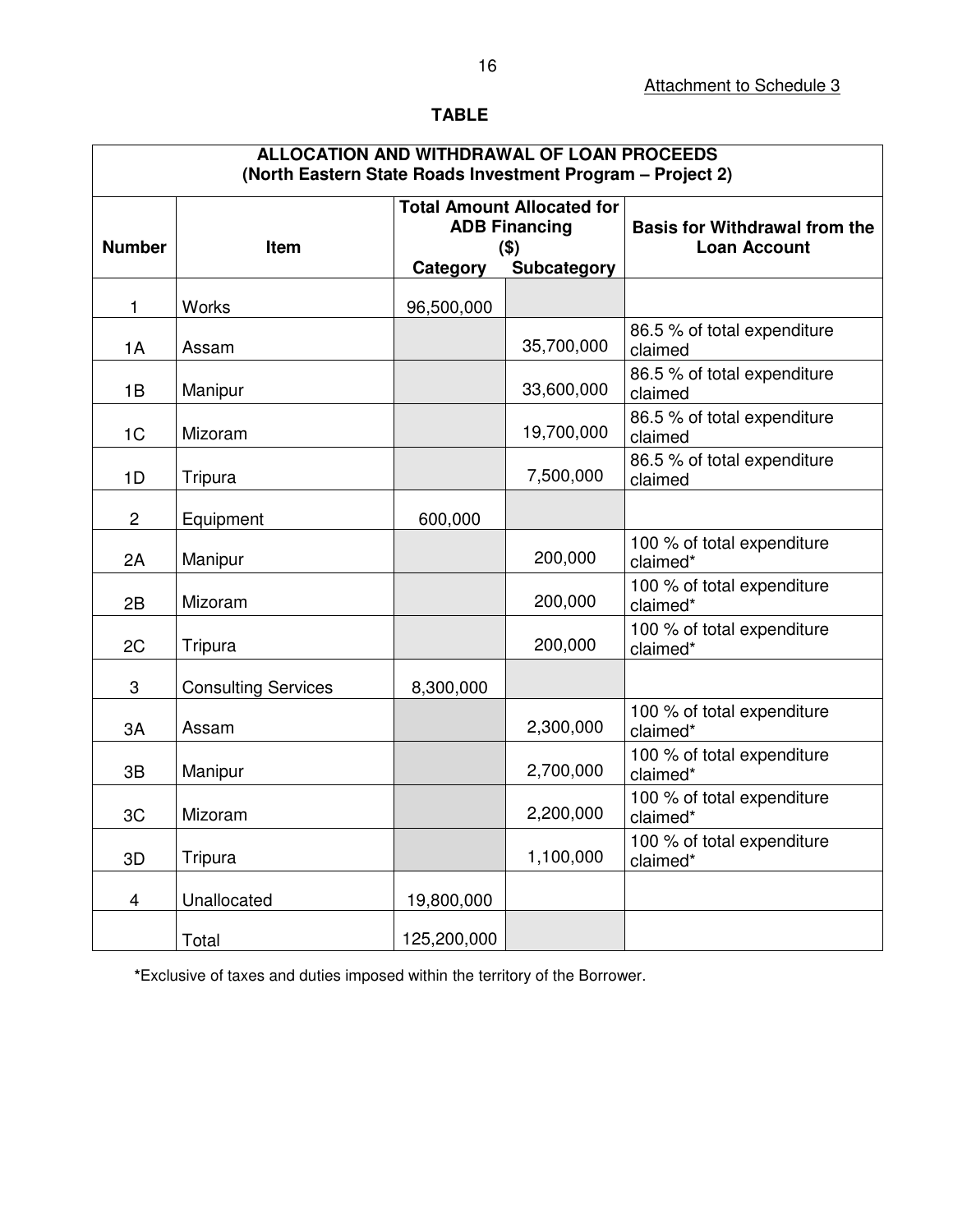Attachment to Schedule 3

**TABLE**

| ALLOCATION AND WITHDRAWAL OF LOAN PROCEEDS (North Eastern State Roads Investment Program – Project 2) | | | | |
|---|---|---|---|---|
| **Number** | **Item** | **Total Amount Allocated for ADB Financing ($)** | | **Basis for Withdrawal from the Loan Account** |
| | | **Category** | **Subcategory** | |
| 1 | Works | 96,500,000 | | |
| 1A | Assam | | 35,700,000 | 86.5 % of total expenditure claimed |
| 1B | Manipur | | 33,600,000 | 86.5 % of total expenditure claimed |
| 1C | Mizoram | | 19,700,000 | 86.5 % of total expenditure claimed |
| 1D | Tripura | | 7,500,000 | 86.5 % of total expenditure claimed |
| 2 | Equipment | 600,000 | | |
| 2A | Manipur | | 200,000 | 100 % of total expenditure claimed* |
| 2B | Mizoram | | 200,000 | 100 % of total expenditure claimed* |
| 2C | Tripura | | 200,000 | 100 % of total expenditure claimed* |
| 3 | Consulting Services | 8,300,000 | | |
| 3A | Assam | | 2,300,000 | 100 % of total expenditure claimed* |
| 3B | Manipur | | 2,700,000 | 100 % of total expenditure claimed* |
| 3C | Mizoram | | 2,200,000 | 100 % of total expenditure claimed* |
| 3D | Tripura | | 1,100,000 | 100 % of total expenditure claimed* |
| 4 | Unallocated | 19,800,000 | | |
| | Total | 125,200,000 | | |

***Exclusive of taxes and duties imposed within the territory of the Borrower.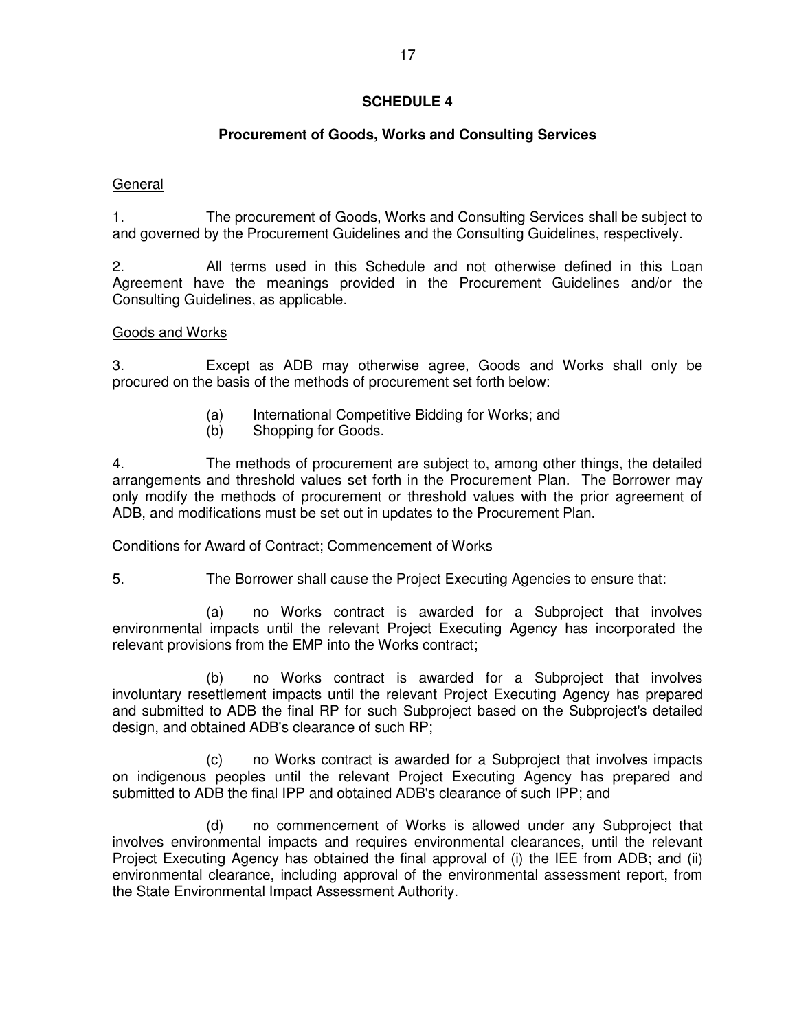# SCHEDULE 4

## Procurement of Goods, Works and Consulting Services

General

1. The procurement of Goods, Works and Consulting Services shall be subject to and governed by the Procurement Guidelines and the Consulting Guidelines, respectively.

2. All terms used in this Schedule and not otherwise defined in this Loan Agreement have the meanings provided in the Procurement Guidelines and/or the Consulting Guidelines, as applicable.

Goods and Works

3. Except as ADB may otherwise agree, Goods and Works shall only be procured on the basis of the methods of procurement set forth below:

   (a) International Competitive Bidding for Works; and
   (b) Shopping for Goods.

4. The methods of procurement are subject to, among other things, the detailed arrangements and threshold values set forth in the Procurement Plan. The Borrower may only modify the methods of procurement or threshold values with the prior agreement of ADB, and modifications must be set out in updates to the Procurement Plan.

Conditions for Award of Contract; Commencement of Works

5. The Borrower shall cause the Project Executing Agencies to ensure that:

   (a) no Works contract is awarded for a Subproject that involves environmental impacts until the relevant Project Executing Agency has incorporated the relevant provisions from the EMP into the Works contract;

   (b) no Works contract is awarded for a Subproject that involves involuntary resettlement impacts until the relevant Project Executing Agency has prepared and submitted to ADB the final RP for such Subproject based on the Subproject's detailed design, and obtained ADB's clearance of such RP;

   (c) no Works contract is awarded for a Subproject that involves impacts on indigenous peoples until the relevant Project Executing Agency has prepared and submitted to ADB the final IPP and obtained ADB's clearance of such IPP; and

   (d) no commencement of Works is allowed under any Subproject that involves environmental impacts and requires environmental clearances, until the relevant Project Executing Agency has obtained the final approval of (i) the IEE from ADB; and (ii) environmental clearance, including approval of the environmental assessment report, from the State Environmental Impact Assessment Authority.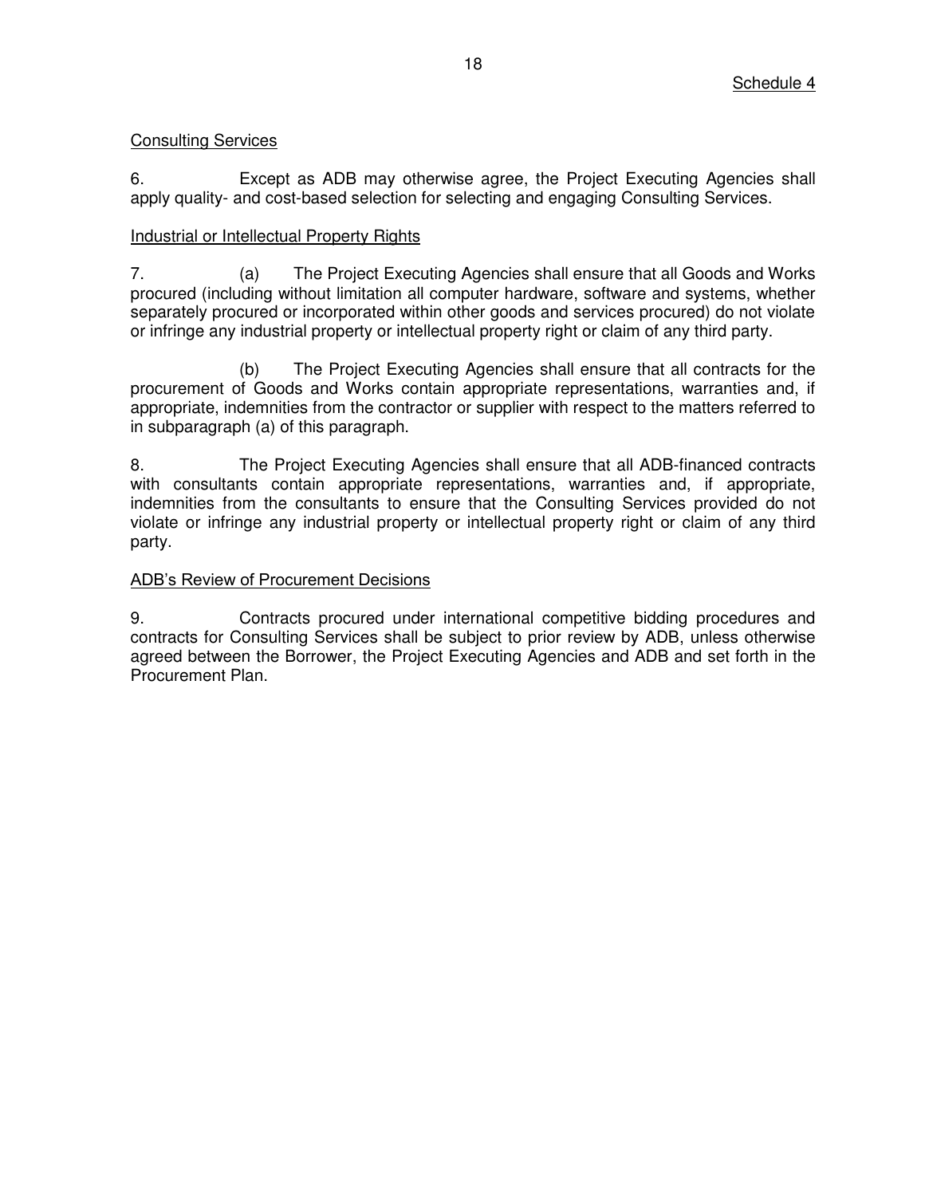Schedule 4

Consulting Services

6. Except as ADB may otherwise agree, the Project Executing Agencies shall apply quality- and cost-based selection for selecting and engaging Consulting Services.

Industrial or Intellectual Property Rights

7. (a) The Project Executing Agencies shall ensure that all Goods and Works procured (including without limitation all computer hardware, software and systems, whether separately procured or incorporated within other goods and services procured) do not violate or infringe any industrial property or intellectual property right or claim of any third party.

(b) The Project Executing Agencies shall ensure that all contracts for the procurement of Goods and Works contain appropriate representations, warranties and, if appropriate, indemnities from the contractor or supplier with respect to the matters referred to in subparagraph (a) of this paragraph.

8. The Project Executing Agencies shall ensure that all ADB-financed contracts with consultants contain appropriate representations, warranties and, if appropriate, indemnities from the consultants to ensure that the Consulting Services provided do not violate or infringe any industrial property or intellectual property right or claim of any third party.

ADB's Review of Procurement Decisions

9. Contracts procured under international competitive bidding procedures and contracts for Consulting Services shall be subject to prior review by ADB, unless otherwise agreed between the Borrower, the Project Executing Agencies and ADB and set forth in the Procurement Plan.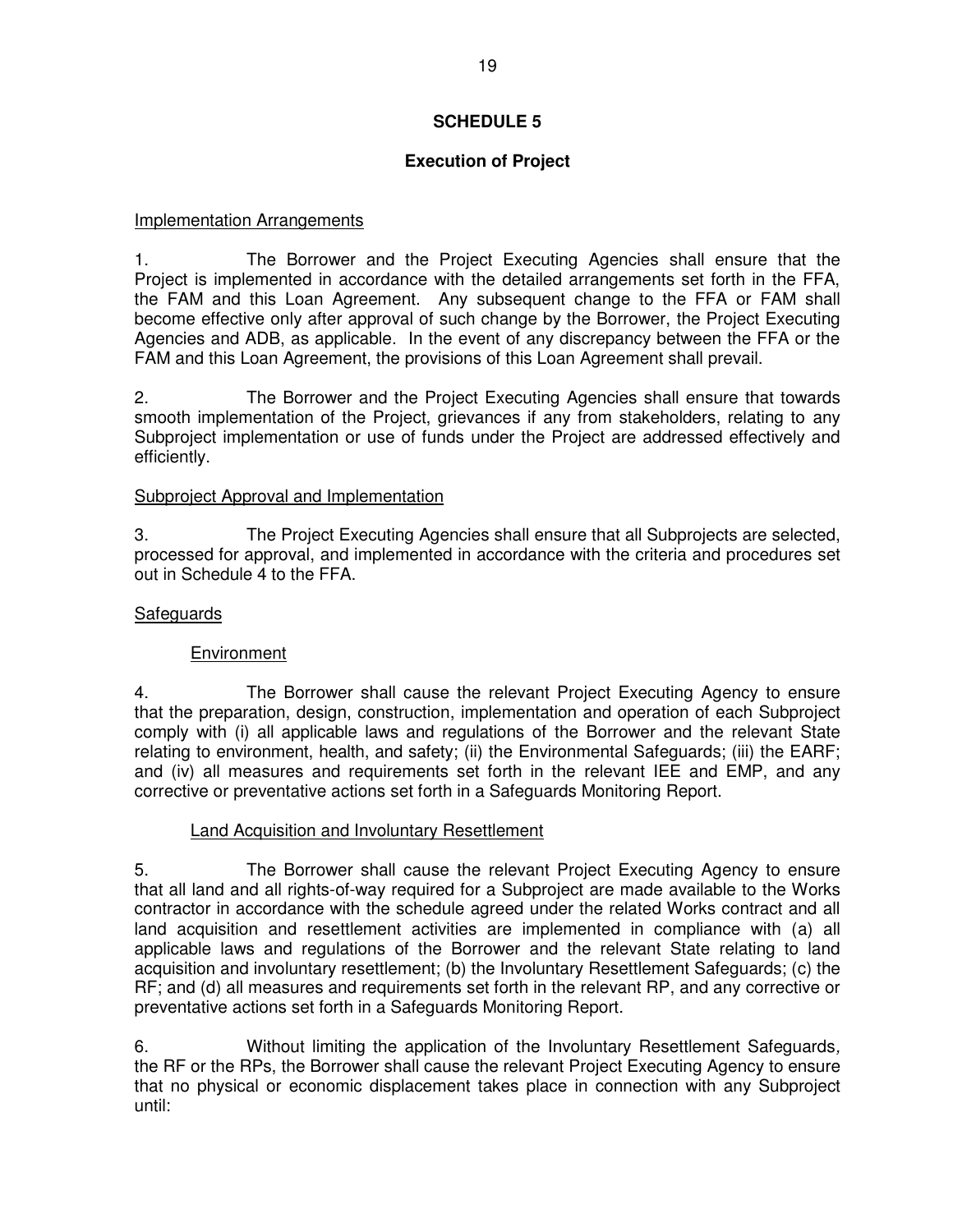# SCHEDULE 5

## Execution of Project

Implementation Arrangements

1. The Borrower and the Project Executing Agencies shall ensure that the Project is implemented in accordance with the detailed arrangements set forth in the FFA, the FAM and this Loan Agreement. Any subsequent change to the FFA or FAM shall become effective only after approval of such change by the Borrower, the Project Executing Agencies and ADB, as applicable. In the event of any discrepancy between the FFA or the FAM and this Loan Agreement, the provisions of this Loan Agreement shall prevail.

2. The Borrower and the Project Executing Agencies shall ensure that towards smooth implementation of the Project, grievances if any from stakeholders, relating to any Subproject implementation or use of funds under the Project are addressed effectively and efficiently.

Subproject Approval and Implementation

3. The Project Executing Agencies shall ensure that all Subprojects are selected, processed for approval, and implemented in accordance with the criteria and procedures set out in Schedule 4 to the FFA.

Safeguards

Environment

4. The Borrower shall cause the relevant Project Executing Agency to ensure that the preparation, design, construction, implementation and operation of each Subproject comply with (i) all applicable laws and regulations of the Borrower and the relevant State relating to environment, health, and safety; (ii) the Environmental Safeguards; (iii) the EARF; and (iv) all measures and requirements set forth in the relevant IEE and EMP, and any corrective or preventative actions set forth in a Safeguards Monitoring Report.

Land Acquisition and Involuntary Resettlement

5. The Borrower shall cause the relevant Project Executing Agency to ensure that all land and all rights-of-way required for a Subproject are made available to the Works contractor in accordance with the schedule agreed under the related Works contract and all land acquisition and resettlement activities are implemented in compliance with (a) all applicable laws and regulations of the Borrower and the relevant State relating to land acquisition and involuntary resettlement; (b) the Involuntary Resettlement Safeguards; (c) the RF; and (d) all measures and requirements set forth in the relevant RP, and any corrective or preventative actions set forth in a Safeguards Monitoring Report.

6. Without limiting the application of the Involuntary Resettlement Safeguards, the RF or the RPs, the Borrower shall cause the relevant Project Executing Agency to ensure that no physical or economic displacement takes place in connection with any Subproject until: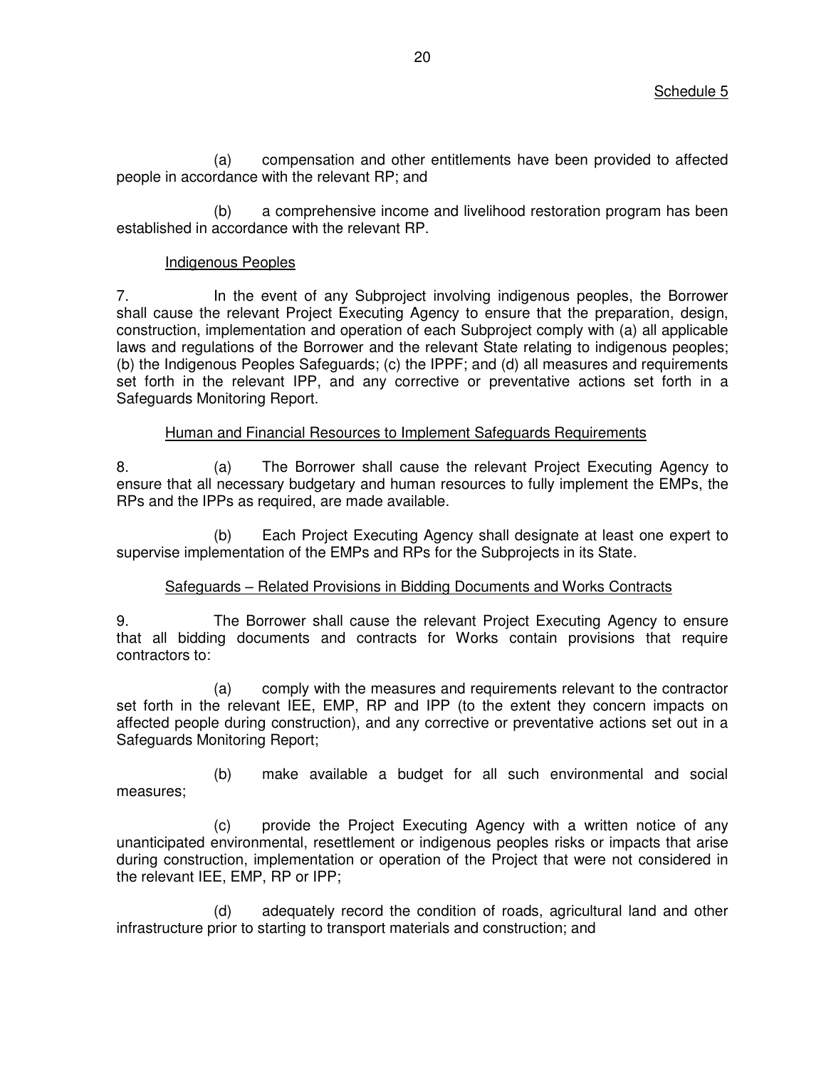Schedule 5

(a) compensation and other entitlements have been provided to affected people in accordance with the relevant RP; and

(b) a comprehensive income and livelihood restoration program has been established in accordance with the relevant RP.

Indigenous Peoples

7. In the event of any Subproject involving indigenous peoples, the Borrower shall cause the relevant Project Executing Agency to ensure that the preparation, design, construction, implementation and operation of each Subproject comply with (a) all applicable laws and regulations of the Borrower and the relevant State relating to indigenous peoples; (b) the Indigenous Peoples Safeguards; (c) the IPPF; and (d) all measures and requirements set forth in the relevant IPP, and any corrective or preventative actions set forth in a Safeguards Monitoring Report.

Human and Financial Resources to Implement Safeguards Requirements

8. (a) The Borrower shall cause the relevant Project Executing Agency to ensure that all necessary budgetary and human resources to fully implement the EMPs, the RPs and the IPPs as required, are made available.

(b) Each Project Executing Agency shall designate at least one expert to supervise implementation of the EMPs and RPs for the Subprojects in its State.

Safeguards – Related Provisions in Bidding Documents and Works Contracts

9. The Borrower shall cause the relevant Project Executing Agency to ensure that all bidding documents and contracts for Works contain provisions that require contractors to:

(a) comply with the measures and requirements relevant to the contractor set forth in the relevant IEE, EMP, RP and IPP (to the extent they concern impacts on affected people during construction), and any corrective or preventative actions set out in a Safeguards Monitoring Report;

(b) make available a budget for all such environmental and social measures;

(c) provide the Project Executing Agency with a written notice of any unanticipated environmental, resettlement or indigenous peoples risks or impacts that arise during construction, implementation or operation of the Project that were not considered in the relevant IEE, EMP, RP or IPP;

(d) adequately record the condition of roads, agricultural land and other infrastructure prior to starting to transport materials and construction; and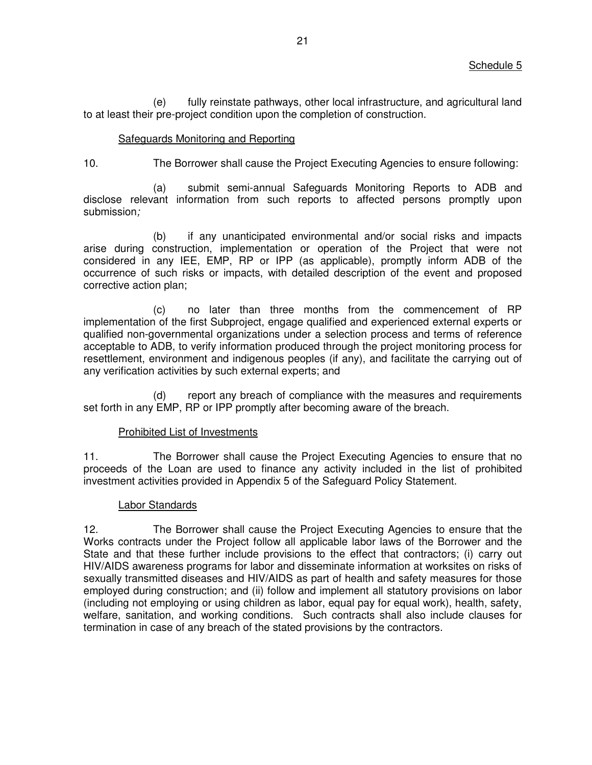Schedule 5

(e) fully reinstate pathways, other local infrastructure, and agricultural land to at least their pre-project condition upon the completion of construction.

Safeguards Monitoring and Reporting

10. The Borrower shall cause the Project Executing Agencies to ensure following:

(a) submit semi-annual Safeguards Monitoring Reports to ADB and disclose relevant information from such reports to affected persons promptly upon submission*;*

(b) if any unanticipated environmental and/or social risks and impacts arise during construction, implementation or operation of the Project that were not considered in any IEE, EMP, RP or IPP (as applicable), promptly inform ADB of the occurrence of such risks or impacts, with detailed description of the event and proposed corrective action plan;

(c) no later than three months from the commencement of RP implementation of the first Subproject, engage qualified and experienced external experts or qualified non-governmental organizations under a selection process and terms of reference acceptable to ADB, to verify information produced through the project monitoring process for resettlement, environment and indigenous peoples (if any), and facilitate the carrying out of any verification activities by such external experts; and

(d) report any breach of compliance with the measures and requirements set forth in any EMP, RP or IPP promptly after becoming aware of the breach.

Prohibited List of Investments

11. The Borrower shall cause the Project Executing Agencies to ensure that no proceeds of the Loan are used to finance any activity included in the list of prohibited investment activities provided in Appendix 5 of the Safeguard Policy Statement.

Labor Standards

12. The Borrower shall cause the Project Executing Agencies to ensure that the Works contracts under the Project follow all applicable labor laws of the Borrower and the State and that these further include provisions to the effect that contractors; (i) carry out HIV/AIDS awareness programs for labor and disseminate information at worksites on risks of sexually transmitted diseases and HIV/AIDS as part of health and safety measures for those employed during construction; and (ii) follow and implement all statutory provisions on labor (including not employing or using children as labor, equal pay for equal work), health, safety, welfare, sanitation, and working conditions. Such contracts shall also include clauses for termination in case of any breach of the stated provisions by the contractors.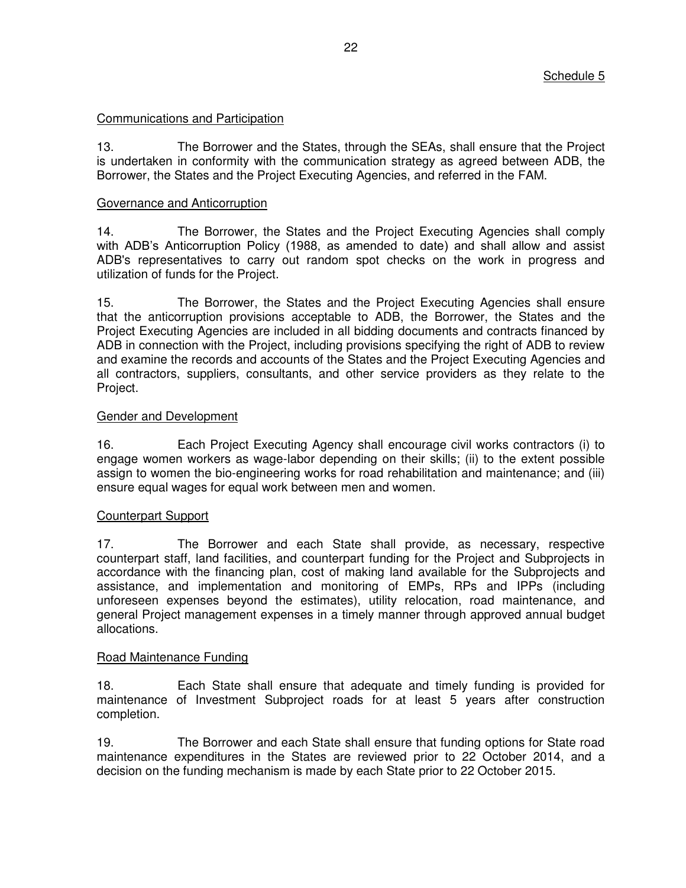Schedule 5

Communications and Participation

13. The Borrower and the States, through the SEAs, shall ensure that the Project is undertaken in conformity with the communication strategy as agreed between ADB, the Borrower, the States and the Project Executing Agencies, and referred in the FAM.

Governance and Anticorruption

14. The Borrower, the States and the Project Executing Agencies shall comply with ADB's Anticorruption Policy (1988, as amended to date) and shall allow and assist ADB's representatives to carry out random spot checks on the work in progress and utilization of funds for the Project.

15. The Borrower, the States and the Project Executing Agencies shall ensure that the anticorruption provisions acceptable to ADB, the Borrower, the States and the Project Executing Agencies are included in all bidding documents and contracts financed by ADB in connection with the Project, including provisions specifying the right of ADB to review and examine the records and accounts of the States and the Project Executing Agencies and all contractors, suppliers, consultants, and other service providers as they relate to the Project.

Gender and Development

16. Each Project Executing Agency shall encourage civil works contractors (i) to engage women workers as wage-labor depending on their skills; (ii) to the extent possible assign to women the bio-engineering works for road rehabilitation and maintenance; and (iii) ensure equal wages for equal work between men and women.

Counterpart Support

17. The Borrower and each State shall provide, as necessary, respective counterpart staff, land facilities, and counterpart funding for the Project and Subprojects in accordance with the financing plan, cost of making land available for the Subprojects and assistance, and implementation and monitoring of EMPs, RPs and IPPs (including unforeseen expenses beyond the estimates), utility relocation, road maintenance, and general Project management expenses in a timely manner through approved annual budget allocations.

Road Maintenance Funding

18. Each State shall ensure that adequate and timely funding is provided for maintenance of Investment Subproject roads for at least 5 years after construction completion.

19. The Borrower and each State shall ensure that funding options for State road maintenance expenditures in the States are reviewed prior to 22 October 2014, and a decision on the funding mechanism is made by each State prior to 22 October 2015.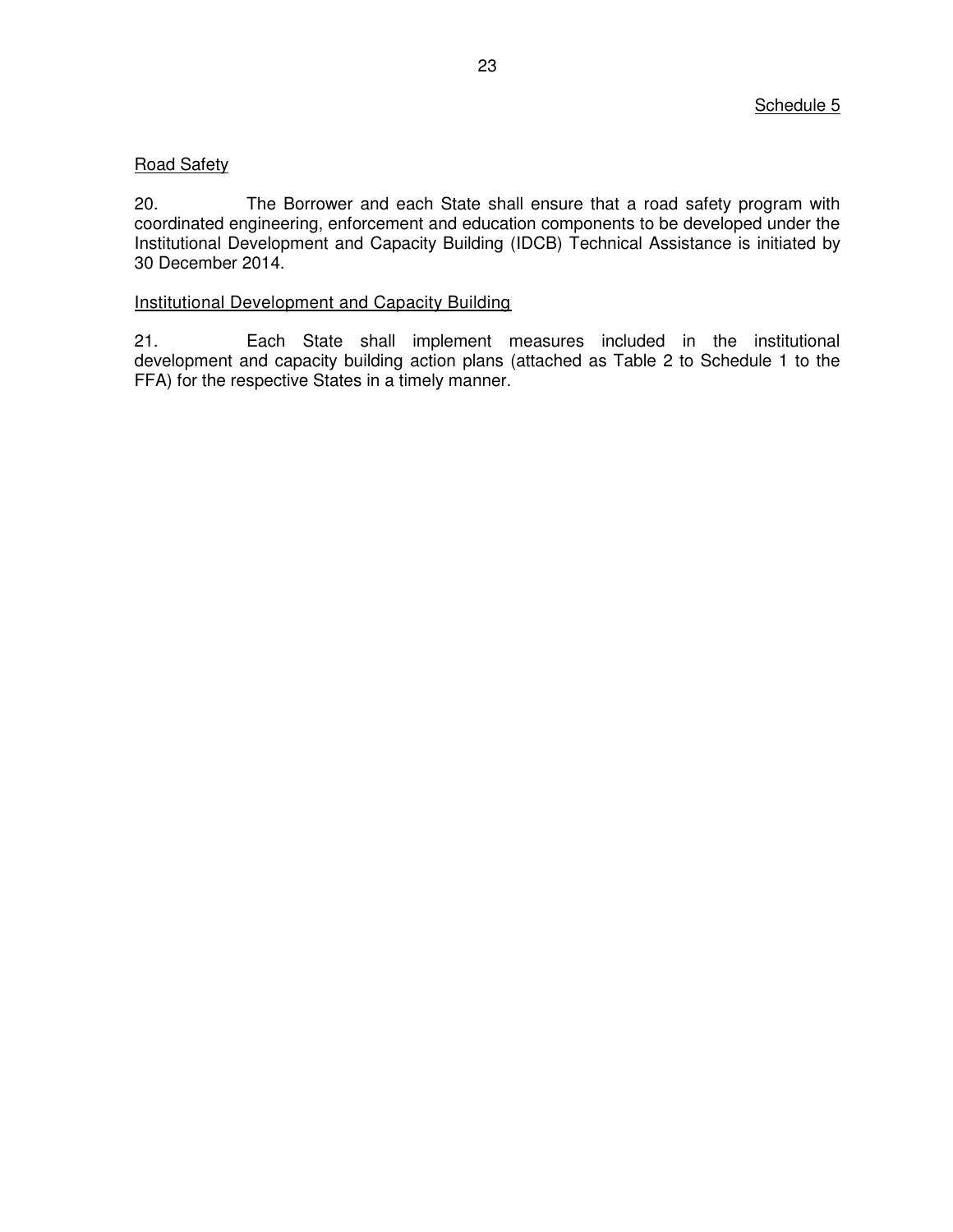Schedule 5

Road Safety

20. The Borrower and each State shall ensure that a road safety program with coordinated engineering, enforcement and education components to be developed under the Institutional Development and Capacity Building (IDCB) Technical Assistance is initiated by 30 December 2014.

Institutional Development and Capacity Building

21. Each State shall implement measures included in the institutional development and capacity building action plans (attached as Table 2 to Schedule 1 to the FFA) for the respective States in a timely manner.